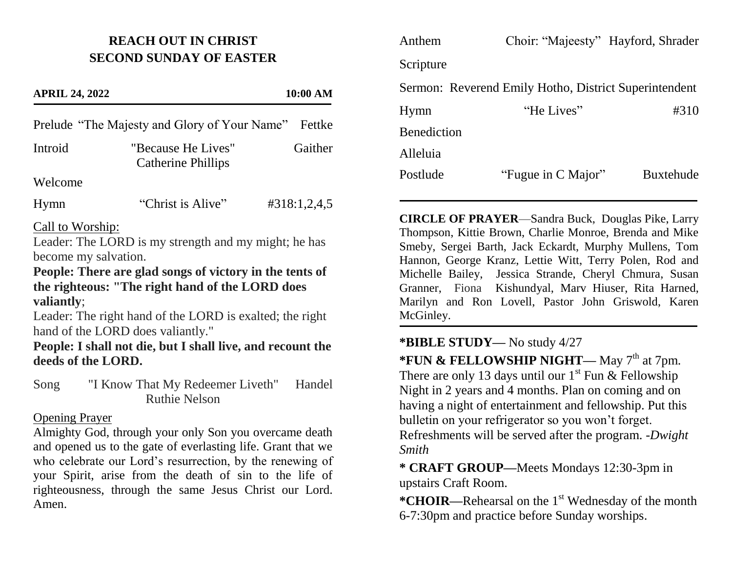# REACH OUT IN CHRIST
## SECOND SUNDAY OF EASTER

**APRIL 24, 2022** **10:00 AM**

Prelude "The Majesty and Glory of Your Name" Fettke

Introid "Because He Lives" Gaither
Catherine Phillips

Welcome

Hymn "Christ is Alive" #318:1,2,4,5

Call to Worship:

Leader: The LORD is my strength and my might; he has become my salvation.

**People: There are glad songs of victory in the tents of the righteous: "The right hand of the LORD does valiantly**;

Leader: The right hand of the LORD is exalted; the right hand of the LORD does valiantly."

**People: I shall not die, but I shall live, and recount the deeds of the LORD.**

Song "I Know That My Redeemer Liveth" Handel
Ruthie Nelson

Opening Prayer

Almighty God, through your only Son you overcame death and opened us to the gate of everlasting life. Grant that we who celebrate our Lord's resurrection, by the renewing of your Spirit, arise from the death of sin to the life of righteousness, through the same Jesus Christ our Lord. Amen.

Anthem Choir: "Majeesty" Hayford, Shrader

Scripture

Sermon: Reverend Emily Hotho, District Superintendent

Hymn "He Lives" #310

Benediction

Alleluia

Postlude "Fugue in C Major" Buxtehude

---

**CIRCLE OF PRAYER**—Sandra Buck, Douglas Pike, Larry Thompson, Kittie Brown, Charlie Monroe, Brenda and Mike Smeby, Sergei Barth, Jack Eckardt, Murphy Mullens, Tom Hannon, George Kranz, Lettie Witt, Terry Polen, Rod and Michelle Bailey, Jessica Strande, Cheryl Chmura, Susan Granner, Fiona Kishundyal, Marv Hiuser, Rita Harned, Marilyn and Ron Lovell, Pastor John Griswold, Karen McGinley.

---

**\*BIBLE STUDY—** No study 4/27

**\*FUN & FELLOWSHIP NIGHT—** May 7th at 7pm. There are only 13 days until our 1st Fun & Fellowship Night in 2 years and 4 months. Plan on coming and on having a night of entertainment and fellowship. Put this bulletin on your refrigerator so you won't forget. Refreshments will be served after the program. *-Dwight Smith*

**\* CRAFT GROUP—**Meets Mondays 12:30-3pm in upstairs Craft Room.

**\*CHOIR—**Rehearsal on the 1st Wednesday of the month 6-7:30pm and practice before Sunday worships.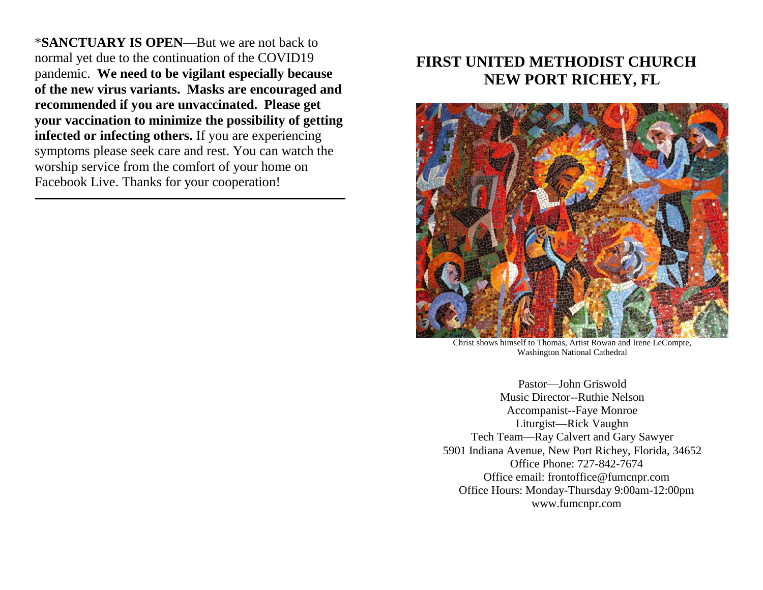\***SANCTUARY IS OPEN**—But we are not back to normal yet due to the continuation of the COVID19 pandemic. **We need to be vigilant especially because of the new virus variants. Masks are encouraged and recommended if you are unvaccinated. Please get your vaccination to minimize the possibility of getting infected or infecting others.** If you are experiencing symptoms please seek care and rest. You can watch the worship service from the comfort of your home on Facebook Live. Thanks for your cooperation!

---

# FIRST UNITED METHODIST CHURCH
# NEW PORT RICHEY, FL

Christ shows himself to Thomas, Artist Rowan and Irene LeCompte, Washington National Cathedral

Pastor—John Griswold
Music Director--Ruthie Nelson
Accompanist--Faye Monroe
Liturgist—Rick Vaughn
Tech Team—Ray Calvert and Gary Sawyer
5901 Indiana Avenue, New Port Richey, Florida, 34652
Office Phone: 727-842-7674
Office email: frontoffice@fumcnpr.com
Office Hours: Monday-Thursday 9:00am-12:00pm
www.fumcnpr.com